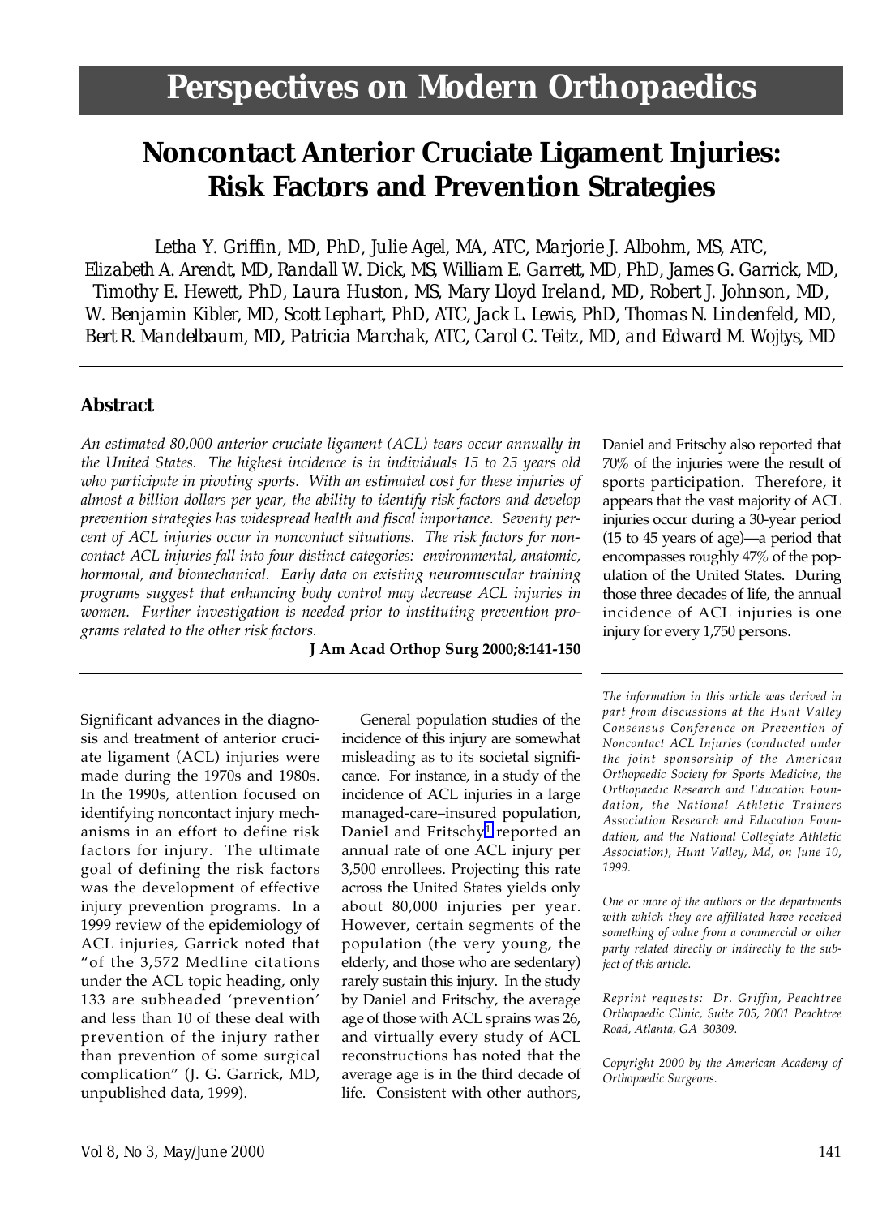# Noncontact Anterior Cruciate Ligament Injuries: Risk Factors and Prevention Strategies

*Letha Y. Griffin, MD, PhD, Julie Agel, MA, ATC, Marjorie J. Albohm, MS, ATC, Elizabeth A. Arendt, MD, Randall W. Dick, MS, William E. Garrett, MD, PhD, James G. Garrick, MD, Timothy E. Hewett, PhD, Laura Huston, MS, Mary Lloyd Ireland, MD, Robert J. Johnson, MD, W. Benjamin Kibler, MD, Scott Lephart, PhD, ATC, Jack L. Lewis, PhD, Thomas N. Lindenfeld, MD, Bert R. Mandelbaum, MD, Patricia Marchak, ATC, Carol C. Teitz, MD, and Edward M. Wojtys, MD*

## Abstract

*An estimated 80,000 anterior cruciate ligament (ACL) tears occur annually in the United States. The highest incidence is in individuals 15 to 25 years old who participate in pivoting sports. With an estimated cost for these injuries of almost a billion dollars per year, the ability to identify risk factors and develop prevention strategies has widespread health and fiscal importance. Seventy percent of ACL injuries occur in noncontact situations. The risk factors for noncontact ACL injuries fall into four distinct categories: environmental, anatomic, hormonal, and biomechanical. Early data on existing neuromuscular training programs suggest that enhancing body control may decrease ACL injuries in women. Further investigation is needed prior to instituting prevention programs related to the other risk factors.*

**J Am Acad Orthop Surg 2000;8:141-150**

Significant advances in the diagnosis and treatment of anterior cruciate ligament (ACL) injuries were made during the 1970s and 1980s. In the 1990s, attention focused on identifying noncontact injury mechanisms in an effort to define risk factors for injury. The ultimate goal of defining the risk factors was the development of effective injury prevention programs. In a 1999 review of the epidemiology of ACL injuries, Garrick noted that "of the 3,572 Medline citations under the ACL topic heading, only 133 are subheaded 'prevention' and less than 10 of these deal with prevention of the injury rather than prevention of some surgical complication" (J. G. Garrick, MD, unpublished data, 1999).

General population studies of the incidence of this injury are somewhat misleading as to its societal significance. For instance, in a study of the incidence of ACL injuries in a large managed-care–insured population, Daniel and Fritschy[1] reported an annual rate of one ACL injury per 3,500 enrollees. Projecting this rate across the United States yields only about 80,000 injuries per year. However, certain segments of the population (the very young, the elderly, and those who are sedentary) rarely sustain this injury. In the study by Daniel and Fritschy, the average age of those with ACL sprains was 26, and virtually every study of ACL reconstructions has noted that the average age is in the third decade of life. Consistent with other authors, Daniel and Fritschy also reported that 70% of the injuries were the result of sports participation. Therefore, it appears that the vast majority of ACL injuries occur during a 30-year period (15 to 45 years of age)—a period that encompasses roughly 47% of the population of the United States. During those three decades of life, the annual incidence of ACL injuries is one injury for every 1,750 persons.

*The information in this article was derived in part from discussions at the Hunt Valley Consensus Conference on Prevention of Noncontact ACL Injuries (conducted under the joint sponsorship of the American Orthopaedic Society for Sports Medicine, the Orthopaedic Research and Education Foundation, the National Athletic Trainers Association Research and Education Foundation, and the National Collegiate Athletic Association), Hunt Valley, Md, on June 10, 1999.*

*One or more of the authors or the departments with which they are affiliated have received something of value from a commercial or other party related directly or indirectly to the subject of this article.*

*Reprint requests: Dr. Griffin, Peachtree Orthopaedic Clinic, Suite 705, 2001 Peachtree Road, Atlanta, GA 30309.*

*Copyright 2000 by the American Academy of Orthopaedic Surgeons.*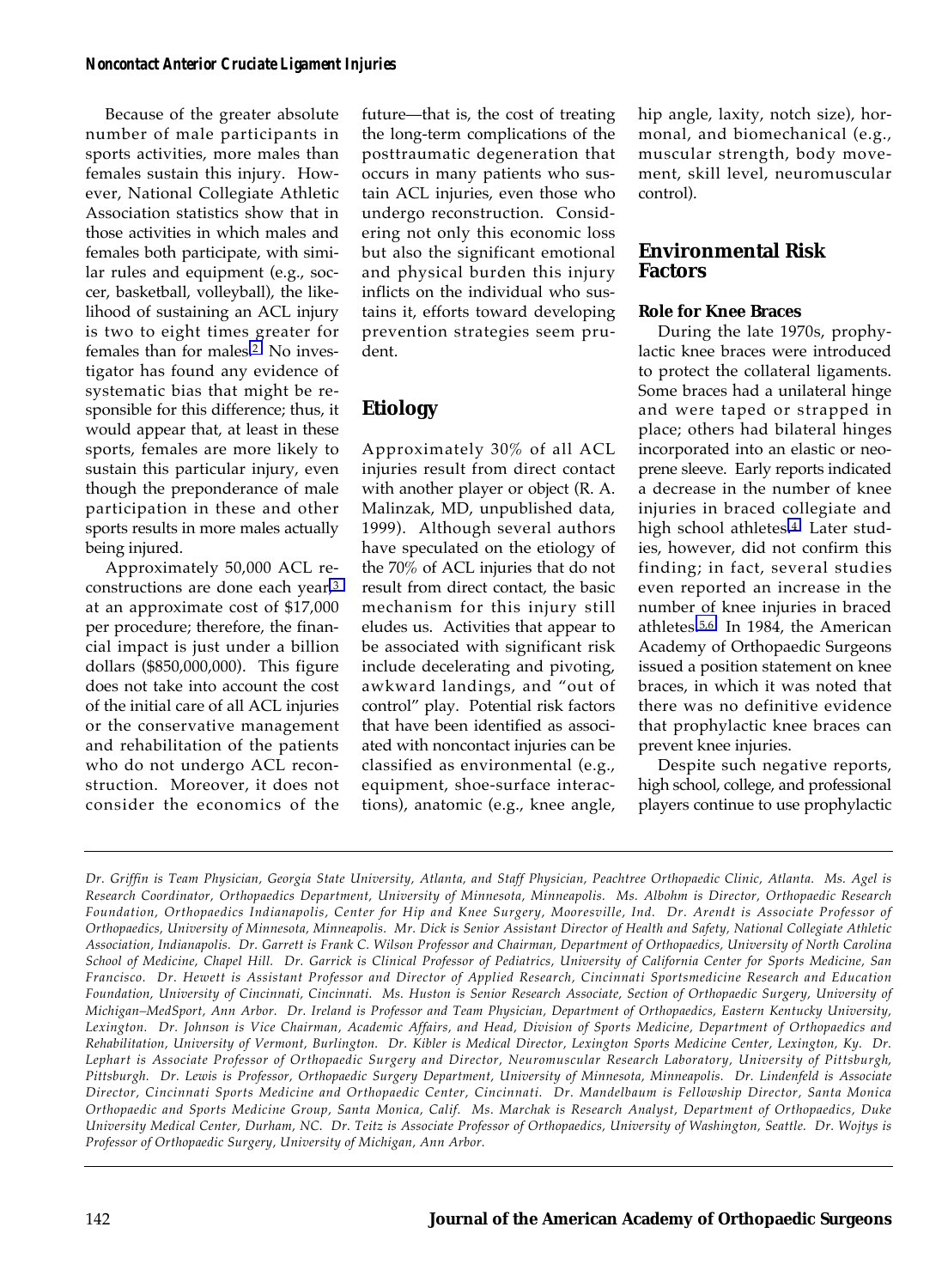Because of the greater absolute number of male participants in sports activities, more males than females sustain this injury. However, National Collegiate Athletic Association statistics show that in those activities in which males and females both participate, with similar rules and equipment (e.g., soccer, basketball, volleyball), the likelihood of sustaining an ACL injury is two to eight times greater for females than for males.[2] No investigator has found any evidence of systematic bias that might be responsible for this difference; thus, it would appear that, at least in these sports, females are more likely to sustain this particular injury, even though the preponderance of male participation in these and other sports results in more males actually being injured.

Approximately 50,000 ACL reconstructions are done each year,[3] at an approximate cost of $17,000 per procedure; therefore, the financial impact is just under a billion dollars ($850,000,000). This figure does not take into account the cost of the initial care of all ACL injuries or the conservative management and rehabilitation of the patients who do not undergo ACL reconstruction. Moreover, it does not consider the economics of the future—that is, the cost of treating the long-term complications of the posttraumatic degeneration that occurs in many patients who sustain ACL injuries, even those who undergo reconstruction. Considering not only this economic loss but also the significant emotional and physical burden this injury inflicts on the individual who sustains it, efforts toward developing prevention strategies seem prudent.

## Etiology

Approximately 30% of all ACL injuries result from direct contact with another player or object (R. A. Malinzak, MD, unpublished data, 1999). Although several authors have speculated on the etiology of the 70% of ACL injuries that do not result from direct contact, the basic mechanism for this injury still eludes us. Activities that appear to be associated with significant risk include decelerating and pivoting, awkward landings, and "out of control" play. Potential risk factors that have been identified as associated with noncontact injuries can be classified as environmental (e.g., equipment, shoe-surface interactions), anatomic (e.g., knee angle, hip angle, laxity, notch size), hormonal, and biomechanical (e.g., muscular strength, body movement, skill level, neuromuscular control).

## Environmental Risk Factors

### Role for Knee Braces

During the late 1970s, prophylactic knee braces were introduced to protect the collateral ligaments. Some braces had a unilateral hinge and were taped or strapped in place; others had bilateral hinges incorporated into an elastic or neoprene sleeve. Early reports indicated a decrease in the number of knee injuries in braced collegiate and high school athletes.[4] Later studies, however, did not confirm this finding; in fact, several studies even reported an increase in the number of knee injuries in braced athletes.[5,6] In 1984, the American Academy of Orthopaedic Surgeons issued a position statement on knee braces, in which it was noted that there was no definitive evidence that prophylactic knee braces can prevent knee injuries.

Despite such negative reports, high school, college, and professional players continue to use prophylactic

---

*Dr. Griffin is Team Physician, Georgia State University, Atlanta, and Staff Physician, Peachtree Orthopaedic Clinic, Atlanta. Ms. Agel is Research Coordinator, Orthopaedics Department, University of Minnesota, Minneapolis. Ms. Albohm is Director, Orthopaedic Research Foundation, Orthopaedics Indianapolis, Center for Hip and Knee Surgery, Mooresville, Ind. Dr. Arendt is Associate Professor of Orthopaedics, University of Minnesota, Minneapolis. Mr. Dick is Senior Assistant Director of Health and Safety, National Collegiate Athletic Association, Indianapolis. Dr. Garrett is Frank C. Wilson Professor and Chairman, Department of Orthopaedics, University of North Carolina School of Medicine, Chapel Hill. Dr. Garrick is Clinical Professor of Pediatrics, University of California Center for Sports Medicine, San Francisco. Dr. Hewett is Assistant Professor and Director of Applied Research, Cincinnati Sportsmedicine Research and Education Foundation, University of Cincinnati, Cincinnati. Ms. Huston is Senior Research Associate, Section of Orthopaedic Surgery, University of Michigan–MedSport, Ann Arbor. Dr. Ireland is Professor and Team Physician, Department of Orthopaedics, Eastern Kentucky University, Lexington. Dr. Johnson is Vice Chairman, Academic Affairs, and Head, Division of Sports Medicine, Department of Orthopaedics and Rehabilitation, University of Vermont, Burlington. Dr. Kibler is Medical Director, Lexington Sports Medicine Center, Lexington, Ky. Dr. Lephart is Associate Professor of Orthopaedic Surgery and Director, Neuromuscular Research Laboratory, University of Pittsburgh, Pittsburgh. Dr. Lewis is Professor, Orthopaedic Surgery Department, University of Minnesota, Minneapolis. Dr. Lindenfeld is Associate Director, Cincinnati Sports Medicine and Orthopaedic Center, Cincinnati. Dr. Mandelbaum is Fellowship Director, Santa Monica Orthopaedic and Sports Medicine Group, Santa Monica, Calif. Ms. Marchak is Research Analyst, Department of Orthopaedics, Duke University Medical Center, Durham, NC. Dr. Teitz is Associate Professor of Orthopaedics, University of Washington, Seattle. Dr. Wojtys is Professor of Orthopaedic Surgery, University of Michigan, Ann Arbor.*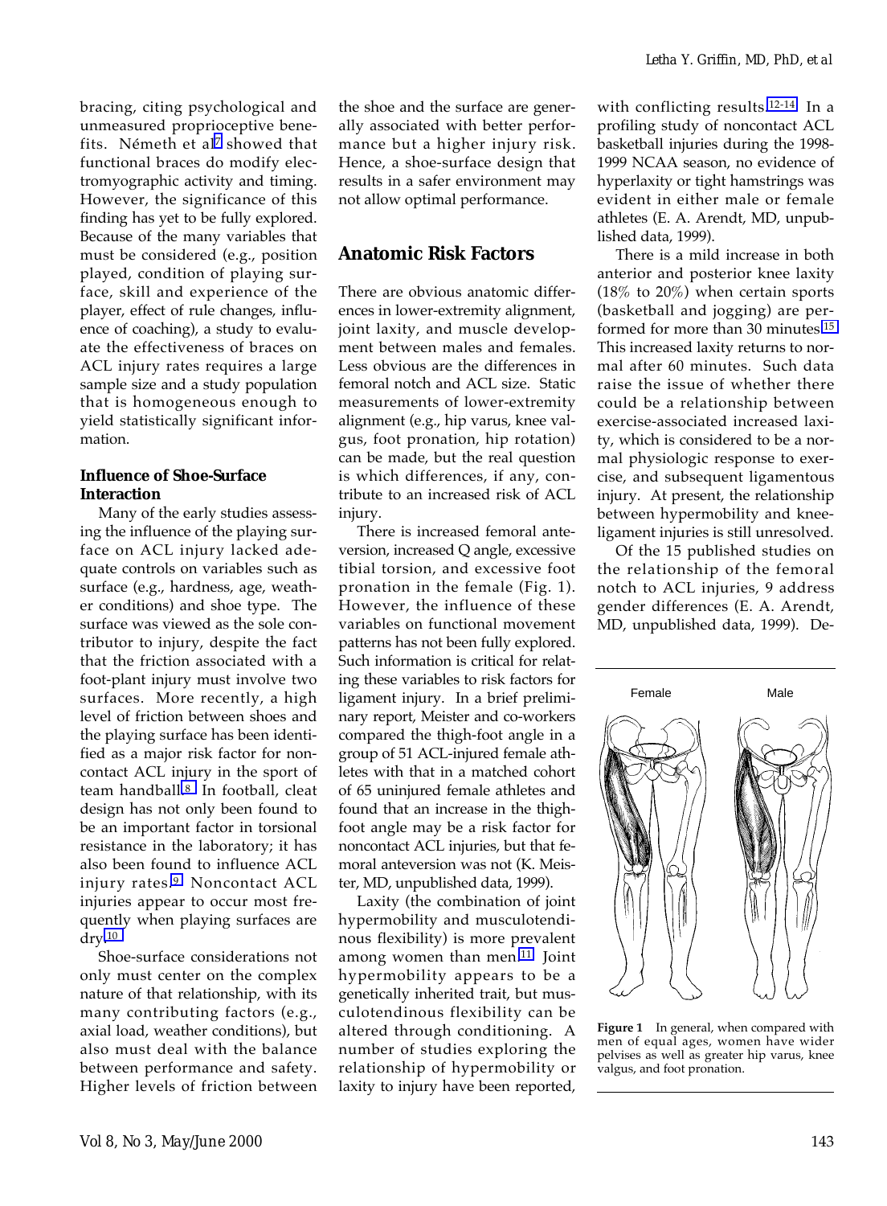bracing, citing psychological and unmeasured proprioceptive benefits. Németh et al[7] showed that functional braces do modify electromyographic activity and timing. However, the significance of this finding has yet to be fully explored. Because of the many variables that must be considered (e.g., position played, condition of playing surface, skill and experience of the player, effect of rule changes, influence of coaching), a study to evaluate the effectiveness of braces on ACL injury rates requires a large sample size and a study population that is homogeneous enough to yield statistically significant information.

### Influence of Shoe-Surface Interaction

Many of the early studies assessing the influence of the playing surface on ACL injury lacked adequate controls on variables such as surface (e.g., hardness, age, weather conditions) and shoe type. The surface was viewed as the sole contributor to injury, despite the fact that the friction associated with a foot-plant injury must involve two surfaces. More recently, a high level of friction between shoes and the playing surface has been identified as a major risk factor for noncontact ACL injury in the sport of team handball.[8] In football, cleat design has not only been found to be an important factor in torsional resistance in the laboratory; it has also been found to influence ACL injury rates.[9] Noncontact ACL injuries appear to occur most frequently when playing surfaces are dry.[10]

Shoe-surface considerations not only must center on the complex nature of that relationship, with its many contributing factors (e.g., axial load, weather conditions), but also must deal with the balance between performance and safety. Higher levels of friction between the shoe and the surface are generally associated with better performance but a higher injury risk. Hence, a shoe-surface design that results in a safer environment may not allow optimal performance.

## Anatomic Risk Factors

There are obvious anatomic differences in lower-extremity alignment, joint laxity, and muscle development between males and females. Less obvious are the differences in femoral notch and ACL size. Static measurements of lower-extremity alignment (e.g., hip varus, knee valgus, foot pronation, hip rotation) can be made, but the real question is which differences, if any, contribute to an increased risk of ACL injury.

There is increased femoral anteversion, increased Q angle, excessive tibial torsion, and excessive foot pronation in the female (Fig. 1). However, the influence of these variables on functional movement patterns has not been fully explored. Such information is critical for relating these variables to risk factors for ligament injury. In a brief preliminary report, Meister and co-workers compared the thigh-foot angle in a group of 51 ACL-injured female athletes with that in a matched cohort of 65 uninjured female athletes and found that an increase in the thigh-foot angle may be a risk factor for noncontact ACL injuries, but that femoral anteversion was not (K. Meister, MD, unpublished data, 1999).

Laxity (the combination of joint hypermobility and musculotendinous flexibility) is more prevalent among women than men.[11] Joint hypermobility appears to be a genetically inherited trait, but musculotendinous flexibility can be altered through conditioning. A number of studies exploring the relationship of hypermobility or laxity to injury have been reported, with conflicting results.[12-14] In a profiling study of noncontact ACL basketball injuries during the 1998-1999 NCAA season, no evidence of hyperlaxity or tight hamstrings was evident in either male or female athletes (E. A. Arendt, MD, unpublished data, 1999).

There is a mild increase in both anterior and posterior knee laxity (18% to 20%) when certain sports (basketball and jogging) are performed for more than 30 minutes.[15] This increased laxity returns to normal after 60 minutes. Such data raise the issue of whether there could be a relationship between exercise-associated increased laxity, which is considered to be a normal physiologic response to exercise, and subsequent ligamentous injury. At present, the relationship between hypermobility and knee-ligament injuries is still unresolved.

Of the 15 published studies on the relationship of the femoral notch to ACL injuries, 9 address gender differences (E. A. Arendt, MD, unpublished data, 1999). De-

Female Male

**Figure 1** In general, when compared with men of equal ages, women have wider pelvises as well as greater hip varus, knee valgus, and foot pronation.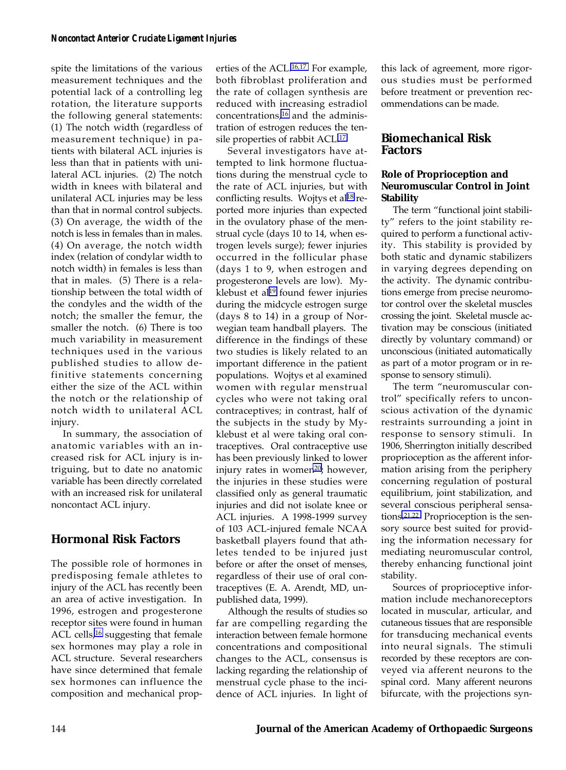spite the limitations of the various measurement techniques and the potential lack of a controlling leg rotation, the literature supports the following general statements: (1) The notch width (regardless of measurement technique) in patients with bilateral ACL injuries is less than that in patients with unilateral ACL injuries. (2) The notch width in knees with bilateral and unilateral ACL injuries may be less than that in normal control subjects. (3) On average, the width of the notch is less in females than in males. (4) On average, the notch width index (relation of condylar width to notch width) in females is less than that in males. (5) There is a relationship between the total width of the condyles and the width of the notch; the smaller the femur, the smaller the notch. (6) There is too much variability in measurement techniques used in the various published studies to allow definitive statements concerning either the size of the ACL within the notch or the relationship of notch width to unilateral ACL injury.

In summary, the association of anatomic variables with an increased risk for ACL injury is intriguing, but to date no anatomic variable has been directly correlated with an increased risk for unilateral noncontact ACL injury.

## Hormonal Risk Factors

The possible role of hormones in predisposing female athletes to injury of the ACL has recently been an area of active investigation. In 1996, estrogen and progesterone receptor sites were found in human ACL cells,[16] suggesting that female sex hormones may play a role in ACL structure. Several researchers have since determined that female sex hormones can influence the composition and mechanical properties of the ACL.[16,17] For example, both fibroblast proliferation and the rate of collagen synthesis are reduced with increasing estradiol concentrations,[16] and the administration of estrogen reduces the tensile properties of rabbit ACL.[17]

Several investigators have attempted to link hormone fluctuations during the menstrual cycle to the rate of ACL injuries, but with conflicting results. Wojtys et al[18] reported more injuries than expected in the ovulatory phase of the menstrual cycle (days 10 to 14, when estrogen levels surge); fewer injuries occurred in the follicular phase (days 1 to 9, when estrogen and progesterone levels are low). Myklebust et al[19] found fewer injuries during the midcycle estrogen surge (days 8 to 14) in a group of Norwegian team handball players. The difference in the findings of these two studies is likely related to an important difference in the patient populations. Wojtys et al examined women with regular menstrual cycles who were not taking oral contraceptives; in contrast, half of the subjects in the study by Myklebust et al were taking oral contraceptives. Oral contraceptive use has been previously linked to lower injury rates in women[20]; however, the injuries in these studies were classified only as general traumatic injuries and did not isolate knee or ACL injuries. A 1998-1999 survey of 103 ACL-injured female NCAA basketball players found that athletes tended to be injured just before or after the onset of menses, regardless of their use of oral contraceptives (E. A. Arendt, MD, unpublished data, 1999).

Although the results of studies so far are compelling regarding the interaction between female hormone concentrations and compositional changes to the ACL, consensus is lacking regarding the relationship of menstrual cycle phase to the incidence of ACL injuries. In light of this lack of agreement, more rigorous studies must be performed before treatment or prevention recommendations can be made.

## Biomechanical Risk Factors

### Role of Proprioception and Neuromuscular Control in Joint Stability

The term "functional joint stability" refers to the joint stability required to perform a functional activity. This stability is provided by both static and dynamic stabilizers in varying degrees depending on the activity. The dynamic contributions emerge from precise neuromotor control over the skeletal muscles crossing the joint. Skeletal muscle activation may be conscious (initiated directly by voluntary command) or unconscious (initiated automatically as part of a motor program or in response to sensory stimuli).

The term "neuromuscular control" specifically refers to unconscious activation of the dynamic restraints surrounding a joint in response to sensory stimuli. In 1906, Sherrington initially described proprioception as the afferent information arising from the periphery concerning regulation of postural equilibrium, joint stabilization, and several conscious peripheral sensations.[21,22] Proprioception is the sensory source best suited for providing the information necessary for mediating neuromuscular control, thereby enhancing functional joint stability.

Sources of proprioceptive information include mechanoreceptors located in muscular, articular, and cutaneous tissues that are responsible for transducing mechanical events into neural signals. The stimuli recorded by these receptors are conveyed via afferent neurons to the spinal cord. Many afferent neurons bifurcate, with the projections syn-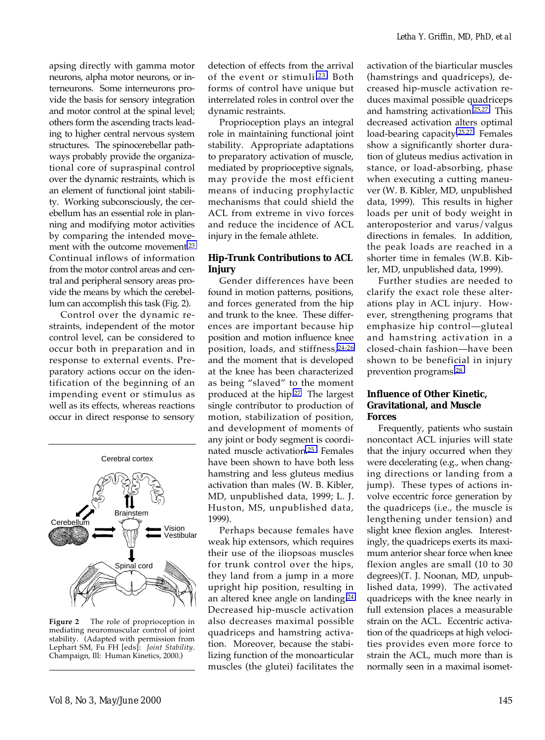apsing directly with gamma motor neurons, alpha motor neurons, or interneurons. Some interneurons provide the basis for sensory integration and motor control at the spinal level; others form the ascending tracts leading to higher central nervous system structures. The spinocerebellar pathways probably provide the organizational core of supraspinal control over the dynamic restraints, which is an element of functional joint stability. Working subconsciously, the cerebellum has an essential role in planning and modifying motor activities by comparing the intended movement with the outcome movement.[23] Continual inflows of information from the motor control areas and central and peripheral sensory areas provide the means by which the cerebellum can accomplish this task (Fig. 2).

Control over the dynamic restraints, independent of the motor control level, can be considered to occur both in preparation and in response to external events. Preparatory actions occur on the identification of the beginning of an impending event or stimulus as well as its effects, whereas reactions occur in direct response to sensory detection of effects from the arrival of the event or stimuli.[23] Both forms of control have unique but interrelated roles in control over the dynamic restraints.

Proprioception plays an integral role in maintaining functional joint stability. Appropriate adaptations to preparatory activation of muscle, mediated by proprioceptive signals, may provide the most efficient means of inducing prophylactic mechanisms that could shield the ACL from extreme in vivo forces and reduce the incidence of ACL injury in the female athlete.

Figure 2 The role of proprioception in mediating neuromuscular control of joint stability. (Adapted with permission from Lephart SM, Fu FH [eds]: *Joint Stability*. Champaign, Ill: Human Kinetics, 2000.)

## Hip-Trunk Contributions to ACL Injury

Gender differences have been found in motion patterns, positions, and forces generated from the hip and trunk to the knee. These differences are important because hip position and motion influence knee position, loads, and stiffness,[24-26] and the moment that is developed at the knee has been characterized as being "slaved" to the moment produced at the hip.[27] The largest single contributor to production of motion, stabilization of position, and development of moments of any joint or body segment is coordinated muscle activation.[25] Females have been shown to have both less hamstring and less gluteus medius activation than males (W. B. Kibler, MD, unpublished data, 1999; L. J. Huston, MS, unpublished data, 1999).

Perhaps because females have weak hip extensors, which requires their use of the iliopsoas muscles for trunk control over the hips, they land from a jump in a more upright hip position, resulting in an altered knee angle on landing.[24] Decreased hip-muscle activation also decreases maximal possible quadriceps and hamstring activation. Moreover, because the stabilizing function of the monoarticular muscles (the glutei) facilitates the activation of the biarticular muscles (hamstrings and quadriceps), decreased hip-muscle activation reduces maximal possible quadriceps and hamstring activation.[25,27] This decreased activation alters optimal load-bearing capacity.[25,27] Females show a significantly shorter duration of gluteus medius activation in stance, or load-absorbing, phase when executing a cutting maneuver (W. B. Kibler, MD, unpublished data, 1999). This results in higher loads per unit of body weight in anteroposterior and varus/valgus directions in females. In addition, the peak loads are reached in a shorter time in females (W.B. Kibler, MD, unpublished data, 1999).

Further studies are needed to clarify the exact role these alterations play in ACL injury. However, strengthening programs that emphasize hip control—gluteal and hamstring activation in a closed-chain fashion—have been shown to be beneficial in injury prevention programs.[28]

## Influence of Other Kinetic, Gravitational, and Muscle Forces

Frequently, patients who sustain noncontact ACL injuries will state that the injury occurred when they were decelerating (e.g., when changing directions or landing from a jump). These types of actions involve eccentric force generation by the quadriceps (i.e., the muscle is lengthening under tension) and slight knee flexion angles. Interestingly, the quadriceps exerts its maximum anterior shear force when knee flexion angles are small (10 to 30 degrees)(T. J. Noonan, MD, unpublished data, 1999). The activated quadriceps with the knee nearly in full extension places a measurable strain on the ACL. Eccentric activation of the quadriceps at high velocities provides even more force to strain the ACL, much more than is normally seen in a maximal isomet-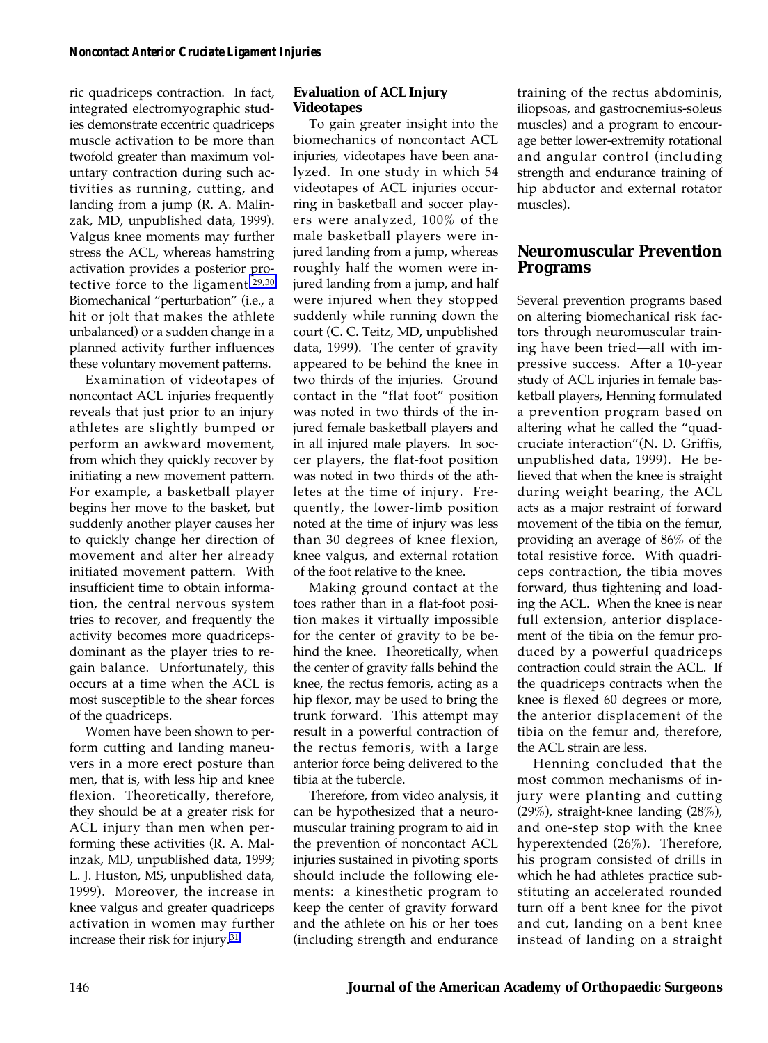ric quadriceps contraction. In fact, integrated electromyographic studies demonstrate eccentric quadriceps muscle activation to be more than twofold greater than maximum voluntary contraction during such activities as running, cutting, and landing from a jump (R. A. Malinzak, MD, unpublished data, 1999). Valgus knee moments may further stress the ACL, whereas hamstring activation provides a posterior protective force to the ligament.[29,30] Biomechanical "perturbation" (i.e., a hit or jolt that makes the athlete unbalanced) or a sudden change in a planned activity further influences these voluntary movement patterns.

Examination of videotapes of noncontact ACL injuries frequently reveals that just prior to an injury athletes are slightly bumped or perform an awkward movement, from which they quickly recover by initiating a new movement pattern. For example, a basketball player begins her move to the basket, but suddenly another player causes her to quickly change her direction of movement and alter her already initiated movement pattern. With insufficient time to obtain information, the central nervous system tries to recover, and frequently the activity becomes more quadriceps-dominant as the player tries to regain balance. Unfortunately, this occurs at a time when the ACL is most susceptible to the shear forces of the quadriceps.

Women have been shown to perform cutting and landing maneuvers in a more erect posture than men, that is, with less hip and knee flexion. Theoretically, therefore, they should be at a greater risk for ACL injury than men when performing these activities (R. A. Malinzak, MD, unpublished data, 1999; L. J. Huston, MS, unpublished data, 1999). Moreover, the increase in knee valgus and greater quadriceps activation in women may further increase their risk for injury.[31]

### Evaluation of ACL Injury Videotapes

To gain greater insight into the biomechanics of noncontact ACL injuries, videotapes have been analyzed. In one study in which 54 videotapes of ACL injuries occurring in basketball and soccer players were analyzed, 100% of the male basketball players were injured landing from a jump, whereas roughly half the women were injured landing from a jump, and half were injured when they stopped suddenly while running down the court (C. C. Teitz, MD, unpublished data, 1999). The center of gravity appeared to be behind the knee in two thirds of the injuries. Ground contact in the "flat foot" position was noted in two thirds of the injured female basketball players and in all injured male players. In soccer players, the flat-foot position was noted in two thirds of the athletes at the time of injury. Frequently, the lower-limb position noted at the time of injury was less than 30 degrees of knee flexion, knee valgus, and external rotation of the foot relative to the knee.

Making ground contact at the toes rather than in a flat-foot position makes it virtually impossible for the center of gravity to be behind the knee. Theoretically, when the center of gravity falls behind the knee, the rectus femoris, acting as a hip flexor, may be used to bring the trunk forward. This attempt may result in a powerful contraction of the rectus femoris, with a large anterior force being delivered to the tibia at the tubercle.

Therefore, from video analysis, it can be hypothesized that a neuromuscular training program to aid in the prevention of noncontact ACL injuries sustained in pivoting sports should include the following elements: a kinesthetic program to keep the center of gravity forward and the athlete on his or her toes (including strength and endurance training of the rectus abdominis, iliopsoas, and gastrocnemius-soleus muscles) and a program to encourage better lower-extremity rotational and angular control (including strength and endurance training of hip abductor and external rotator muscles).

## Neuromuscular Prevention Programs

Several prevention programs based on altering biomechanical risk factors through neuromuscular training have been tried—all with impressive success. After a 10-year study of ACL injuries in female basketball players, Henning formulated a prevention program based on altering what he called the "quad-cruciate interaction"(N. D. Griffis, unpublished data, 1999). He believed that when the knee is straight during weight bearing, the ACL acts as a major restraint of forward movement of the tibia on the femur, providing an average of 86% of the total resistive force. With quadriceps contraction, the tibia moves forward, thus tightening and loading the ACL. When the knee is near full extension, anterior displacement of the tibia on the femur produced by a powerful quadriceps contraction could strain the ACL. If the quadriceps contracts when the knee is flexed 60 degrees or more, the anterior displacement of the tibia on the femur and, therefore, the ACL strain are less.

Henning concluded that the most common mechanisms of injury were planting and cutting (29%), straight-knee landing (28%), and one-step stop with the knee hyperextended (26%). Therefore, his program consisted of drills in which he had athletes practice substituting an accelerated rounded turn off a bent knee for the pivot and cut, landing on a bent knee instead of landing on a straight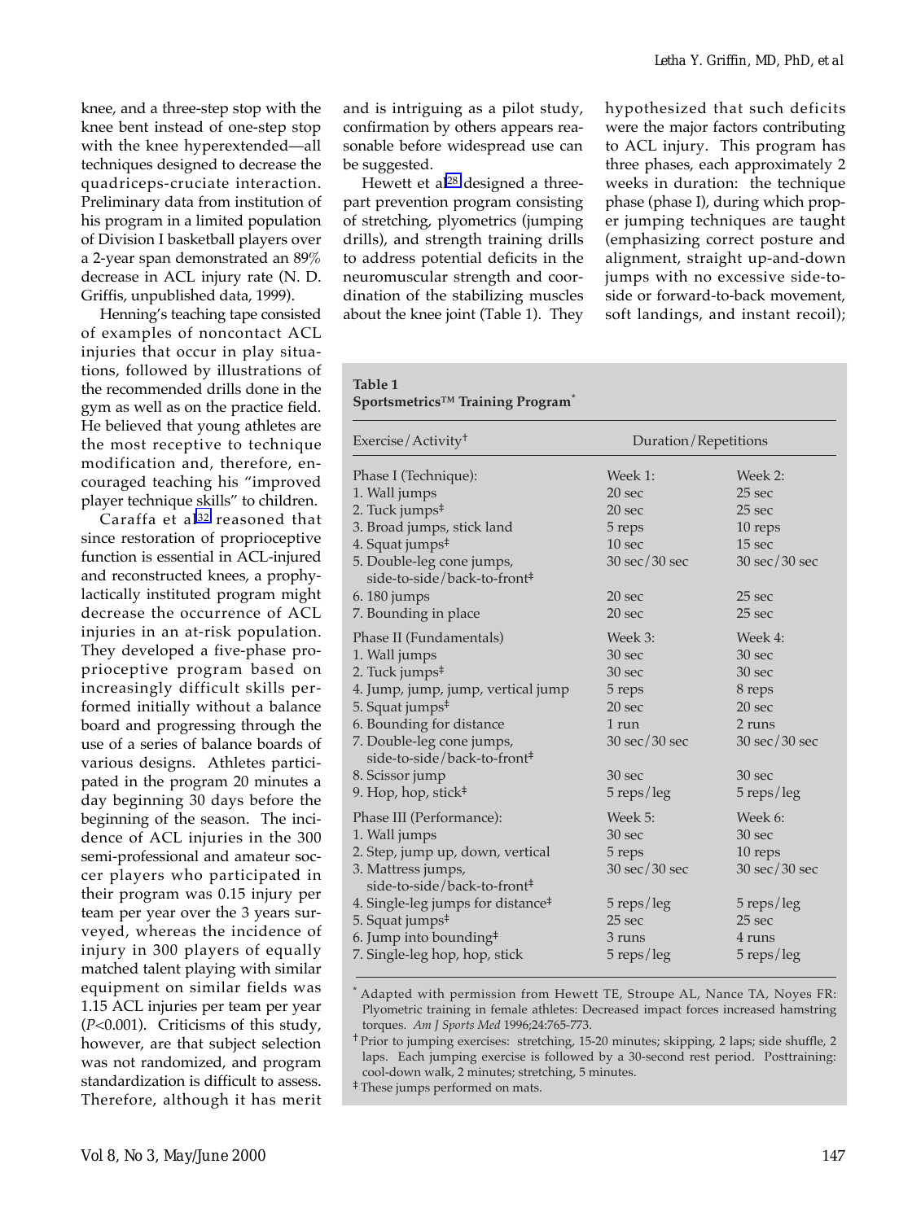knee, and a three-step stop with the knee bent instead of one-step stop with the knee hyperextended—all techniques designed to decrease the quadriceps-cruciate interaction. Preliminary data from institution of his program in a limited population of Division I basketball players over a 2-year span demonstrated an 89% decrease in ACL injury rate (N. D. Griffis, unpublished data, 1999).

Henning's teaching tape consisted of examples of noncontact ACL injuries that occur in play situations, followed by illustrations of the recommended drills done in the gym as well as on the practice field. He believed that young athletes are the most receptive to technique modification and, therefore, encouraged teaching his "improved player technique skills" to children.

Caraffa et al[32] reasoned that since restoration of proprioceptive function is essential in ACL-injured and reconstructed knees, a prophylactically instituted program might decrease the occurrence of ACL injuries in an at-risk population. They developed a five-phase proprioceptive program based on increasingly difficult skills performed initially without a balance board and progressing through the use of a series of balance boards of various designs. Athletes participated in the program 20 minutes a day beginning 30 days before the beginning of the season. The incidence of ACL injuries in the 300 semi-professional and amateur soccer players who participated in their program was 0.15 injury per team per year over the 3 years surveyed, whereas the incidence of injury in 300 players of equally matched talent playing with similar equipment on similar fields was 1.15 ACL injuries per team per year ($P<0.001$). Criticisms of this study, however, are that subject selection was not randomized, and program standardization is difficult to assess. Therefore, although it has merit and is intriguing as a pilot study, confirmation by others appears reasonable before widespread use can be suggested.

Hewett et al[28] designed a three-part prevention program consisting of stretching, plyometrics (jumping drills), and strength training drills to address potential deficits in the neuromuscular strength and coordination of the stabilizing muscles about the knee joint (Table 1). They hypothesized that such deficits were the major factors contributing to ACL injury. This program has three phases, each approximately 2 weeks in duration: the technique phase (phase I), during which proper jumping techniques are taught (emphasizing correct posture and alignment, straight up-and-down jumps with no excessive side-to-side or forward-to-back movement, soft landings, and instant recoil);

**Table 1**
**Sportsmetrics™ Training Program***

| Exercise/Activity† | Duration/Repetitions | |
|---|---|---|
| **Phase I (Technique):** | **Week 1:** | **Week 2:** |
| 1. Wall jumps | 20 sec | 25 sec |
| 2. Tuck jumps‡ | 20 sec | 25 sec |
| 3. Broad jumps, stick land | 5 reps | 10 reps |
| 4. Squat jumps‡ | 10 sec | 15 sec |
| 5. Double-leg cone jumps, side-to-side/back-to-front‡ | 30 sec/30 sec | 30 sec/30 sec |
| 6. 180 jumps | 20 sec | 25 sec |
| 7. Bounding in place | 20 sec | 25 sec |
| **Phase II (Fundamentals)** | **Week 3:** | **Week 4:** |
| 1. Wall jumps | 30 sec | 30 sec |
| 2. Tuck jumps‡ | 30 sec | 30 sec |
| 4. Jump, jump, jump, vertical jump | 5 reps | 8 reps |
| 5. Squat jumps‡ | 20 sec | 20 sec |
| 6. Bounding for distance | 1 run | 2 runs |
| 7. Double-leg cone jumps, side-to-side/back-to-front‡ | 30 sec/30 sec | 30 sec/30 sec |
| 8. Scissor jump | 30 sec | 30 sec |
| 9. Hop, hop, stick‡ | 5 reps/leg | 5 reps/leg |
| **Phase III (Performance):** | **Week 5:** | **Week 6:** |
| 1. Wall jumps | 30 sec | 30 sec |
| 2. Step, jump up, down, vertical | 5 reps | 10 reps |
| 3. Mattress jumps, side-to-side/back-to-front‡ | 30 sec/30 sec | 30 sec/30 sec |
| 4. Single-leg jumps for distance‡ | 5 reps/leg | 5 reps/leg |
| 5. Squat jumps‡ | 25 sec | 25 sec |
| 6. Jump into bounding‡ | 3 runs | 4 runs |
| 7. Single-leg hop, hop, stick | 5 reps/leg | 5 reps/leg |

\* Adapted with permission from Hewett TE, Stroupe AL, Nance TA, Noyes FR: Plyometric training in female athletes: Decreased impact forces increased hamstring torques. *Am J Sports Med* 1996;24:765-773.

† Prior to jumping exercises: stretching, 15-20 minutes; skipping, 2 laps; side shuffle, 2 laps. Each jumping exercise is followed by a 30-second rest period. Posttraining: cool-down walk, 2 minutes; stretching, 5 minutes.

‡ These jumps performed on mats.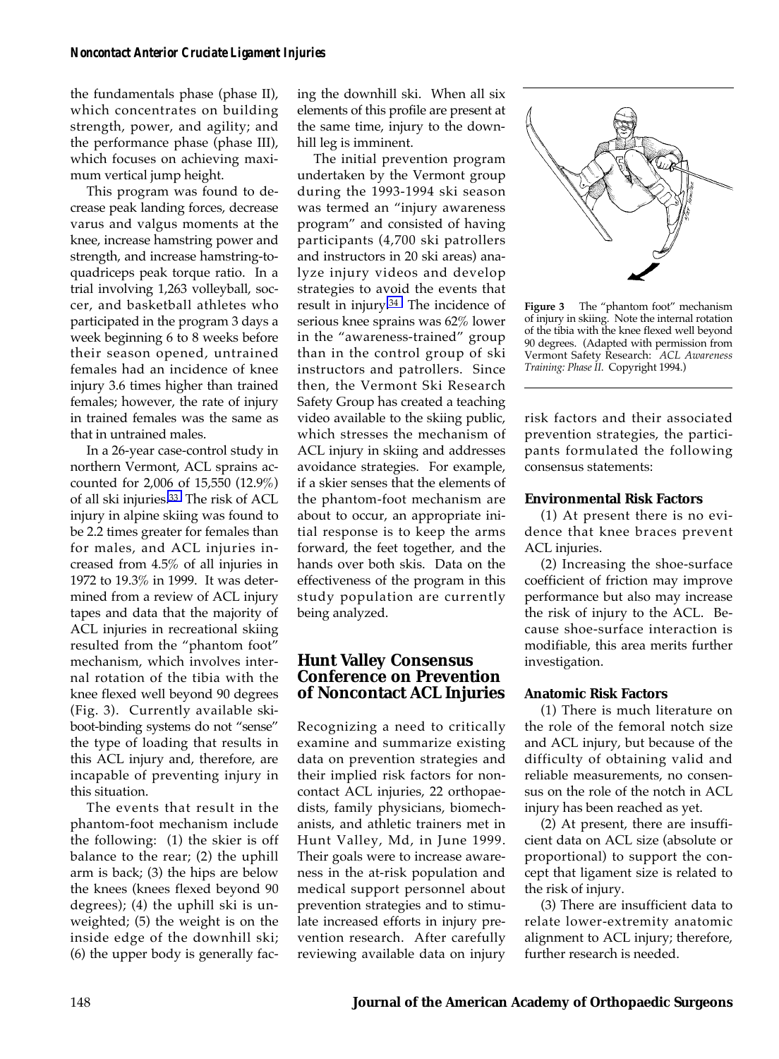the fundamentals phase (phase II), which concentrates on building strength, power, and agility; and the performance phase (phase III), which focuses on achieving maximum vertical jump height.

This program was found to decrease peak landing forces, decrease varus and valgus moments at the knee, increase hamstring power and strength, and increase hamstring-to-quadriceps peak torque ratio. In a trial involving 1,263 volleyball, soccer, and basketball athletes who participated in the program 3 days a week beginning 6 to 8 weeks before their season opened, untrained females had an incidence of knee injury 3.6 times higher than trained females; however, the rate of injury in trained females was the same as that in untrained males.

In a 26-year case-control study in northern Vermont, ACL sprains accounted for 2,006 of 15,550 (12.9%) of all ski injuries.[33] The risk of ACL injury in alpine skiing was found to be 2.2 times greater for females than for males, and ACL injuries increased from 4.5% of all injuries in 1972 to 19.3% in 1999. It was determined from a review of ACL injury tapes and data that the majority of ACL injuries in recreational skiing resulted from the "phantom foot" mechanism, which involves internal rotation of the tibia with the knee flexed well beyond 90 degrees (Fig. 3). Currently available ski-boot-binding systems do not "sense" the type of loading that results in this ACL injury and, therefore, are incapable of preventing injury in this situation.

The events that result in the phantom-foot mechanism include the following: (1) the skier is off balance to the rear; (2) the uphill arm is back; (3) the hips are below the knees (knees flexed beyond 90 degrees); (4) the uphill ski is unweighted; (5) the weight is on the inside edge of the downhill ski; (6) the upper body is generally facing the downhill ski. When all six elements of this profile are present at the same time, injury to the downhill leg is imminent.

The initial prevention program undertaken by the Vermont group during the 1993-1994 ski season was termed an "injury awareness program" and consisted of having participants (4,700 ski patrollers and instructors in 20 ski areas) analyze injury videos and develop strategies to avoid the events that result in injury.[34] The incidence of serious knee sprains was 62% lower in the "awareness-trained" group than in the control group of ski instructors and patrollers. Since then, the Vermont Ski Research Safety Group has created a teaching video available to the skiing public, which stresses the mechanism of ACL injury in skiing and addresses avoidance strategies. For example, if a skier senses that the elements of the phantom-foot mechanism are about to occur, an appropriate initial response is to keep the arms forward, the feet together, and the hands over both skis. Data on the effectiveness of the program in this study population are currently being analyzed.

**Figure 3** The "phantom foot" mechanism of injury in skiing. Note the internal rotation of the tibia with the knee flexed well beyond 90 degrees. (Adapted with permission from Vermont Safety Research: *ACL Awareness Training: Phase II.* Copyright 1994.)

## Hunt Valley Consensus Conference on Prevention of Noncontact ACL Injuries

Recognizing a need to critically examine and summarize existing data on prevention strategies and their implied risk factors for noncontact ACL injuries, 22 orthopaedists, family physicians, biomechanists, and athletic trainers met in Hunt Valley, Md, in June 1999. Their goals were to increase awareness in the at-risk population and medical support personnel about prevention strategies and to stimulate increased efforts in injury prevention research. After carefully reviewing available data on injury risk factors and their associated prevention strategies, the participants formulated the following consensus statements:

### Environmental Risk Factors

(1) At present there is no evidence that knee braces prevent ACL injuries.

(2) Increasing the shoe-surface coefficient of friction may improve performance but also may increase the risk of injury to the ACL. Because shoe-surface interaction is modifiable, this area merits further investigation.

### Anatomic Risk Factors

(1) There is much literature on the role of the femoral notch size and ACL injury, but because of the difficulty of obtaining valid and reliable measurements, no consensus on the role of the notch in ACL injury has been reached as yet.

(2) At present, there are insufficient data on ACL size (absolute or proportional) to support the concept that ligament size is related to the risk of injury.

(3) There are insufficient data to relate lower-extremity anatomic alignment to ACL injury; therefore, further research is needed.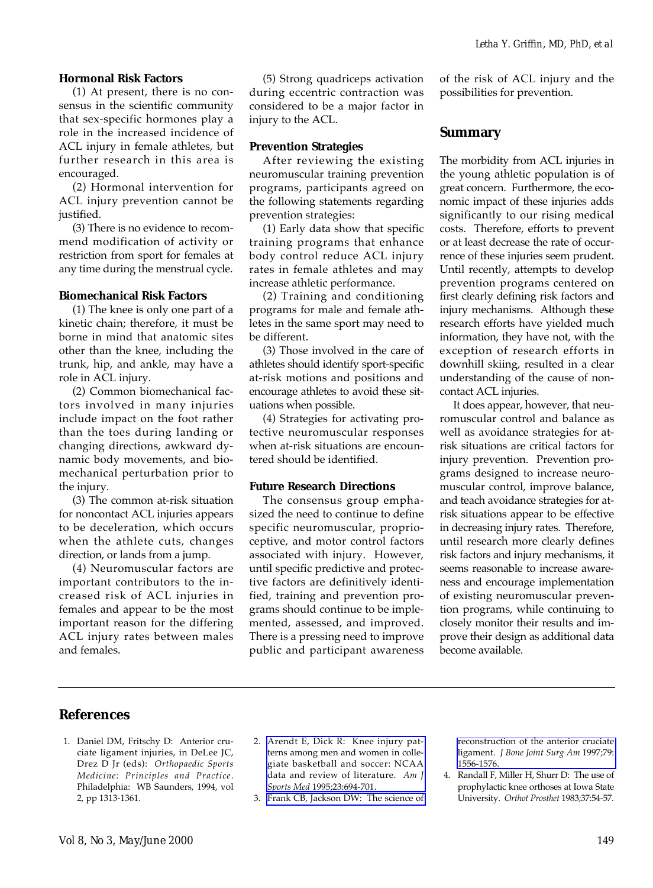**Hormonal Risk Factors**

(1) At present, there is no consensus in the scientific community that sex-specific hormones play a role in the increased incidence of ACL injury in female athletes, but further research in this area is encouraged.

(2) Hormonal intervention for ACL injury prevention cannot be justified.

(3) There is no evidence to recommend modification of activity or restriction from sport for females at any time during the menstrual cycle.

**Biomechanical Risk Factors**

(1) The knee is only one part of a kinetic chain; therefore, it must be borne in mind that anatomic sites other than the knee, including the trunk, hip, and ankle, may have a role in ACL injury.

(2) Common biomechanical factors involved in many injuries include impact on the foot rather than the toes during landing or changing directions, awkward dynamic body movements, and biomechanical perturbation prior to the injury.

(3) The common at-risk situation for noncontact ACL injuries appears to be deceleration, which occurs when the athlete cuts, changes direction, or lands from a jump.

(4) Neuromuscular factors are important contributors to the increased risk of ACL injuries in females and appear to be the most important reason for the differing ACL injury rates between males and females.

(5) Strong quadriceps activation during eccentric contraction was considered to be a major factor in injury to the ACL.

**Prevention Strategies**

After reviewing the existing neuromuscular training prevention programs, participants agreed on the following statements regarding prevention strategies:

(1) Early data show that specific training programs that enhance body control reduce ACL injury rates in female athletes and may increase athletic performance.

(2) Training and conditioning programs for male and female athletes in the same sport may need to be different.

(3) Those involved in the care of athletes should identify sport-specific at-risk motions and positions and encourage athletes to avoid these situations when possible.

(4) Strategies for activating protective neuromuscular responses when at-risk situations are encountered should be identified.

**Future Research Directions**

The consensus group emphasized the need to continue to define specific neuromuscular, proprioceptive, and motor control factors associated with injury. However, until specific predictive and protective factors are definitively identified, training and prevention programs should continue to be implemented, assessed, and improved. There is a pressing need to improve public and participant awareness of the risk of ACL injury and the possibilities for prevention.

## Summary

The morbidity from ACL injuries in the young athletic population is of great concern. Furthermore, the economic impact of these injuries adds significantly to our rising medical costs. Therefore, efforts to prevent or at least decrease the rate of occurrence of these injuries seem prudent. Until recently, attempts to develop prevention programs centered on first clearly defining risk factors and injury mechanisms. Although these research efforts have yielded much information, they have not, with the exception of research efforts in downhill skiing, resulted in a clear understanding of the cause of noncontact ACL injuries.

It does appear, however, that neuromuscular control and balance as well as avoidance strategies for at-risk situations are critical factors for injury prevention. Prevention programs designed to increase neuromuscular control, improve balance, and teach avoidance strategies for at-risk situations appear to be effective in decreasing injury rates. Therefore, until research more clearly defines risk factors and injury mechanisms, it seems reasonable to increase awareness and encourage implementation of existing neuromuscular prevention programs, while continuing to closely monitor their results and improve their design as additional data become available.

## References

1. Daniel DM, Fritschy D: Anterior cruciate ligament injuries, in DeLee JC, Drez D Jr (eds): *Orthopaedic Sports Medicine: Principles and Practice*. Philadelphia: WB Saunders, 1994, vol 2, pp 1313-1361.
2. Arendt E, Dick R: Knee injury patterns among men and women in collegiate basketball and soccer: NCAA data and review of literature. *Am J Sports Med* 1995;23:694-701.
3. Frank CB, Jackson DW: The science of reconstruction of the anterior cruciate ligament. *J Bone Joint Surg Am* 1997;79:1556-1576.
4. Randall F, Miller H, Shurr D: The use of prophylactic knee orthoses at Iowa State University. *Orthot Prosthet* 1983;37:54-57.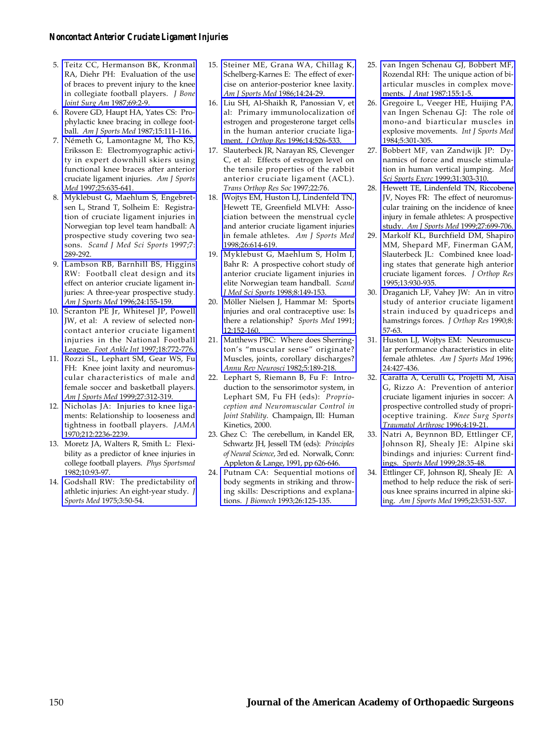5. Teitz CC, Hermanson BK, Kronmal RA, Diehr PH: Evaluation of the use of braces to prevent injury to the knee in collegiate football players. *J Bone Joint Surg Am* 1987;69:2-9.
6. Rovere GD, Haupt HA, Yates CS: Prophylactic knee bracing in college football. *Am J Sports Med* 1987;15:111-116.
7. Németh G, Lamontagne M, Tho KS, Eriksson E: Electromyographic activity in expert downhill skiers using functional knee braces after anterior cruciate ligament injuries. *Am J Sports Med* 1997;25:635-641.
8. Myklebust G, Maehlum S, Engebretsen L, Strand T, Solheim E: Registration of cruciate ligament injuries in Norwegian top level team handball: A prospective study covering two seasons. *Scand J Med Sci Sports* 1997;7:289-292.
9. Lambson RB, Barnhill BS, Higgins RW: Football cleat design and its effect on anterior cruciate ligament injuries: A three-year prospective study. *Am J Sports Med* 1996;24:155-159.
10. Scranton PE Jr, Whitesel JP, Powell JW, et al: A review of selected noncontact anterior cruciate ligament injuries in the National Football League. *Foot Ankle Int* 1997;18:772-776.
11. Rozzi SL, Lephart SM, Gear WS, Fu FH: Knee joint laxity and neuromuscular characteristics of male and female soccer and basketball players. *Am J Sports Med* 1999;27:312-319.
12. Nicholas JA: Injuries to knee ligaments: Relationship to looseness and tightness in football players. *JAMA* 1970;212:2236-2239.
13. Moretz JA, Walters R, Smith L: Flexibility as a predictor of knee injuries in college football players. *Phys Sportsmed* 1982;10:93-97.
14. Godshall RW: The predictability of athletic injuries: An eight-year study. *J Sports Med* 1975;3:50-54.
15. Steiner ME, Grana WA, Chillag K, Schelberg-Karnes E: The effect of exercise on anterior-posterior knee laxity. *Am J Sports Med* 1986;14:24-29.
16. Liu SH, Al-Shaikh R, Panossian V, et al: Primary immunolocalization of estrogen and progesterone target cells in the human anterior cruciate ligament. *J Orthop Res* 1996;14:526-533.
17. Slauterbeck JR, Narayan RS, Clevenger C, et al: Effects of estrogen level on the tensile properties of the rabbit anterior cruciate ligament (ACL). *Trans Orthop Res Soc* 1997;22:76.
18. Wojtys EM, Huston LJ, Lindenfeld TN, Hewett TE, Greenfield MLVH: Association between the menstrual cycle and anterior cruciate ligament injuries in female athletes. *Am J Sports Med* 1998;26:614-619.
19. Myklebust G, Maehlum S, Holm I, Bahr R: A prospective cohort study of anterior cruciate ligament injuries in elite Norwegian team handball. *Scand J Med Sci Sports* 1998;8:149-153.
20. Möller Nielsen J, Hammar M: Sports injuries and oral contraceptive use: Is there a relationship? *Sports Med* 1991;12:152-160.
21. Matthews PBC: Where does Sherrington's "muscular sense" originate? Muscles, joints, corollary discharges? *Annu Rev Neurosci* 1982;5:189-218.
22. Lephart S, Riemann B, Fu F: Introduction to the sensorimotor system, in Lephart SM, Fu FH (eds): *Proprioception and Neuromuscular Control in Joint Stability*. Champaign, Ill: Human Kinetics, 2000.
23. Ghez C: The cerebellum, in Kandel ER, Schwartz JH, Jessell TM (eds): *Principles of Neural Science*, 3rd ed. Norwalk, Conn: Appleton & Lange, 1991, pp 626-646.
24. Putnam CA: Sequential motions of body segments in striking and throwing skills: Descriptions and explanations. *J Biomech* 1993;26:125-135.
25. van Ingen Schenau GJ, Bobbert MF, Rozendal RH: The unique action of biarticular muscles in complex movements. *J Anat* 1987:155:1-5.
26. Gregoire L, Veeger HE, Huijing PA, van Ingen Schenau GJ: The role of mono-and biarticular muscles in explosive movements. *Int J Sports Med* 1984;5:301-305.
27. Bobbert MF, van Zandwijk JP: Dynamics of force and muscle stimulation in human vertical jumping. *Med Sci Sports Exerc* 1999;31:303-310.
28. Hewett TE, Lindenfeld TN, Riccobene JV, Noyes FR: The effect of neuromuscular training on the incidence of knee injury in female athletes: A prospective study. *Am J Sports Med* 1999;27:699-706.
29. Markolf KL, Burchfield DM, Shapiro MM, Shepard MF, Finerman GAM, Slauterbeck JL: Combined knee loading states that generate high anterior cruciate ligament forces. *J Orthop Res* 1995;13:930-935.
30. Draganich LF, Vahey JW: An in vitro study of anterior cruciate ligament strain induced by quadriceps and hamstrings forces. *J Orthop Res* 1990;8:57-63.
31. Huston LJ, Wojtys EM: Neuromuscular performance characteristics in elite female athletes. *Am J Sports Med* 1996;24:427-436.
32. Caraffa A, Cerulli G, Projetti M, Aisa G, Rizzo A: Prevention of anterior cruciate ligament injuries in soccer: A prospective controlled study of proprioceptive training. *Knee Surg Sports Traumatol Arthrosc* 1996;4:19-21.
33. Natri A, Beynnon BD, Ettlinger CF, Johnson RJ, Shealy JE: Alpine ski bindings and injuries: Current findings. *Sports Med* 1999;28:35-48.
34. Ettlinger CF, Johnson RJ, Shealy JE: A method to help reduce the risk of serious knee sprains incurred in alpine skiing. *Am J Sports Med* 1995;23:531-537.